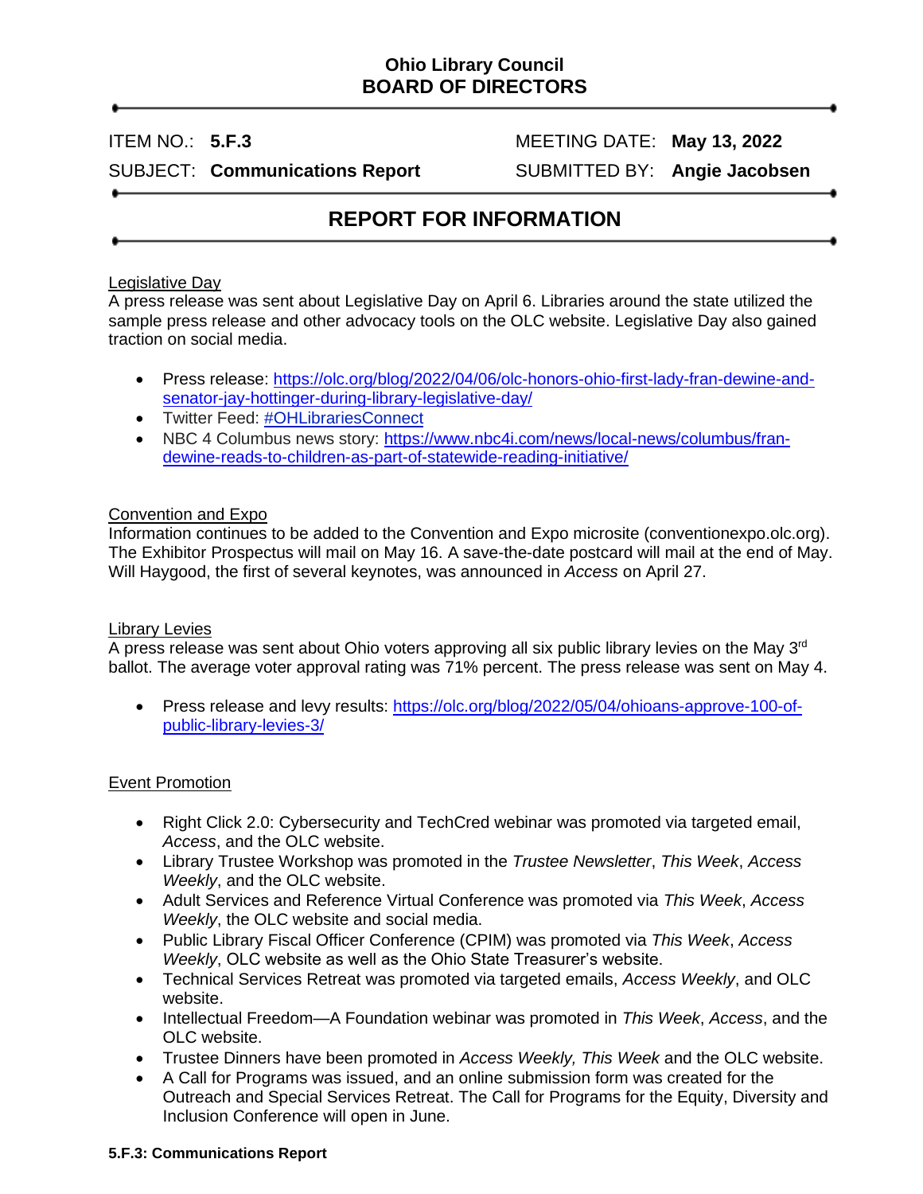# Ohio Library Council
# BOARD OF DIRECTORS

ITEM NO.: **5.F.3** MEETING DATE: **May 13, 2022**

SUBJECT: **Communications Report** SUBMITTED BY: **Angie Jacobsen**

## REPORT FOR INFORMATION

### Legislative Day

A press release was sent about Legislative Day on April 6. Libraries around the state utilized the sample press release and other advocacy tools on the OLC website. Legislative Day also gained traction on social media.

- Press release: https://olc.org/blog/2022/04/06/olc-honors-ohio-first-lady-fran-dewine-and-senator-jay-hottinger-during-library-legislative-day/
- Twitter Feed: #OHLibrariesConnect
- NBC 4 Columbus news story: https://www.nbc4i.com/news/local-news/columbus/fran-dewine-reads-to-children-as-part-of-statewide-reading-initiative/

### Convention and Expo

Information continues to be added to the Convention and Expo microsite (conventionexpo.olc.org). The Exhibitor Prospectus will mail on May 16. A save-the-date postcard will mail at the end of May. Will Haygood, the first of several keynotes, was announced in *Access* on April 27.

### Library Levies

A press release was sent about Ohio voters approving all six public library levies on the May 3rd ballot. The average voter approval rating was 71% percent. The press release was sent on May 4.

- Press release and levy results: https://olc.org/blog/2022/05/04/ohioans-approve-100-of-public-library-levies-3/

### Event Promotion

- Right Click 2.0: Cybersecurity and TechCred webinar was promoted via targeted email, *Access*, and the OLC website.
- Library Trustee Workshop was promoted in the *Trustee Newsletter*, *This Week*, *Access Weekly*, and the OLC website.
- Adult Services and Reference Virtual Conference was promoted via *This Week*, *Access Weekly*, the OLC website and social media.
- Public Library Fiscal Officer Conference (CPIM) was promoted via *This Week*, *Access Weekly*, OLC website as well as the Ohio State Treasurer's website.
- Technical Services Retreat was promoted via targeted emails, *Access Weekly*, and OLC website.
- Intellectual Freedom—A Foundation webinar was promoted in *This Week*, *Access*, and the OLC website.
- Trustee Dinners have been promoted in *Access Weekly, This Week* and the OLC website.
- A Call for Programs was issued, and an online submission form was created for the Outreach and Special Services Retreat. The Call for Programs for the Equity, Diversity and Inclusion Conference will open in June.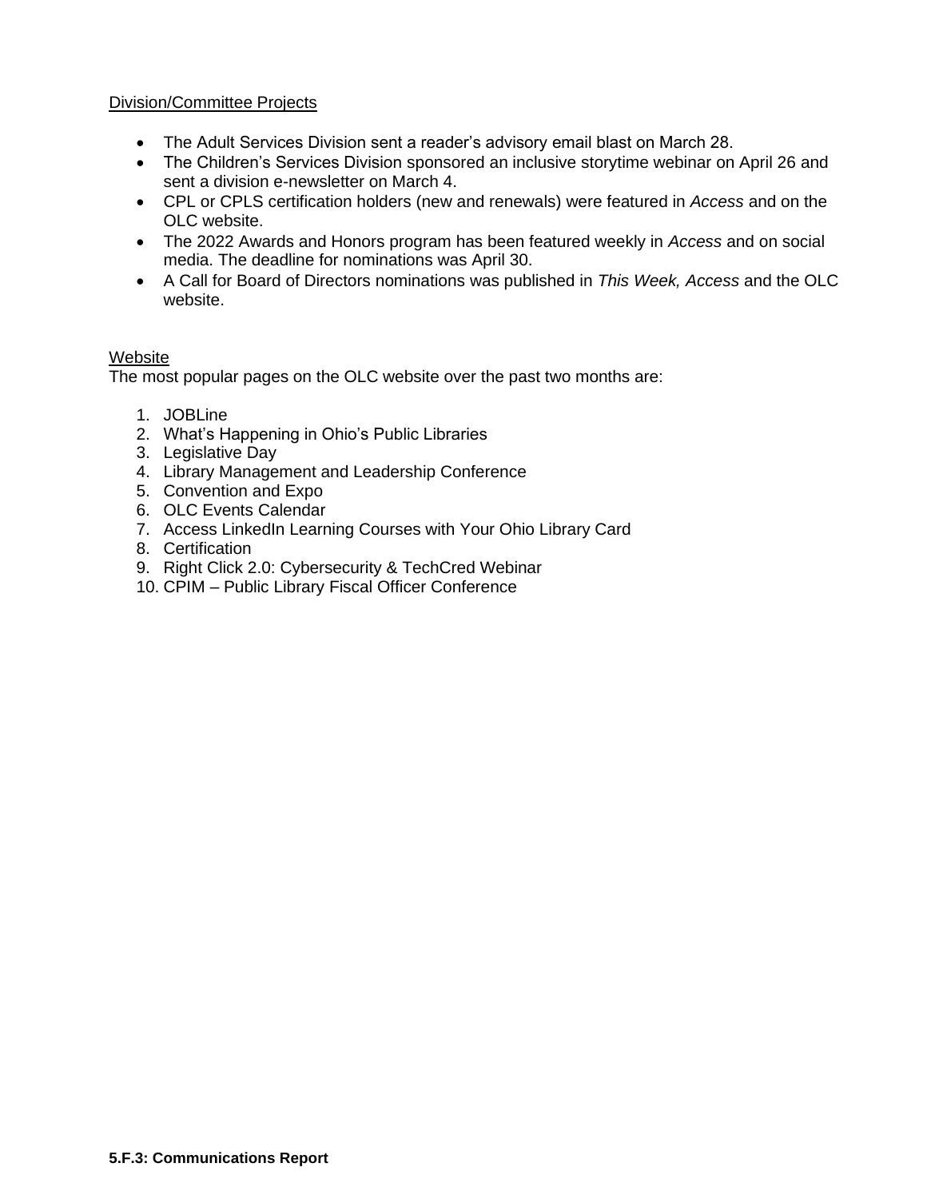Division/Committee Projects

- The Adult Services Division sent a reader's advisory email blast on March 28.
- The Children's Services Division sponsored an inclusive storytime webinar on April 26 and sent a division e-newsletter on March 4.
- CPL or CPLS certification holders (new and renewals) were featured in *Access* and on the OLC website.
- The 2022 Awards and Honors program has been featured weekly in *Access* and on social media. The deadline for nominations was April 30.
- A Call for Board of Directors nominations was published in *This Week, Access* and the OLC website.

Website

The most popular pages on the OLC website over the past two months are:

1. JOBLine
2. What's Happening in Ohio's Public Libraries
3. Legislative Day
4. Library Management and Leadership Conference
5. Convention and Expo
6. OLC Events Calendar
7. Access LinkedIn Learning Courses with Your Ohio Library Card
8. Certification
9. Right Click 2.0: Cybersecurity & TechCred Webinar
10. CPIM – Public Library Fiscal Officer Conference